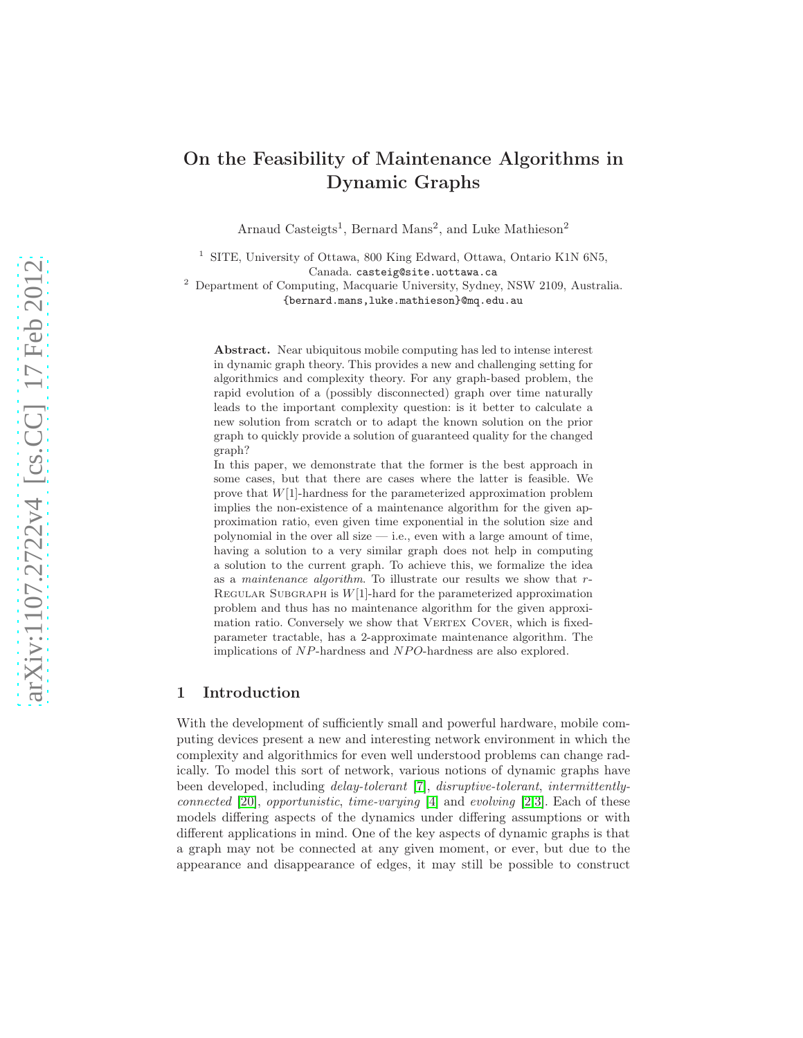# On the Feasibility of Maintenance Algorithms in Dynamic Graphs

Arnaud Casteigts[1], Bernard Mans[2], and Luke Mathieson[2]

[1] SITE, University of Ottawa, 800 King Edward, Ottawa, Ontario K1N 6N5, Canada. casteig@site.uottawa.ca

[2] Department of Computing, Macquarie University, Sydney, NSW 2109, Australia. {bernard.mans,luke.mathieson}@mq.edu.au

**Abstract.** Near ubiquitous mobile computing has led to intense interest in dynamic graph theory. This provides a new and challenging setting for algorithmics and complexity theory. For any graph-based problem, the rapid evolution of a (possibly disconnected) graph over time naturally leads to the important complexity question: is it better to calculate a new solution from scratch or to adapt the known solution on the prior graph to quickly provide a solution of guaranteed quality for the changed graph?

In this paper, we demonstrate that the former is the best approach in some cases, but that there are cases where the latter is feasible. We prove that $W[1]$-hardness for the parameterized approximation problem implies the non-existence of a maintenance algorithm for the given approximation ratio, even given time exponential in the solution size and polynomial in the over all size — i.e., even with a large amount of time, having a solution to a very similar graph does not help in computing a solution to the current graph. To achieve this, we formalize the idea as a *maintenance algorithm*. To illustrate our results we show that $r$-Regular Subgraph is $W[1]$-hard for the parameterized approximation problem and thus has no maintenance algorithm for the given approximation ratio. Conversely we show that Vertex Cover, which is fixed-parameter tractable, has a 2-approximate maintenance algorithm. The implications of $NP$-hardness and $NPO$-hardness are also explored.

## 1 Introduction

With the development of sufficiently small and powerful hardware, mobile computing devices present a new and interesting network environment in which the complexity and algorithmics for even well understood problems can change radically. To model this sort of network, various notions of dynamic graphs have been developed, including *delay-tolerant* [7], *disruptive-tolerant*, *intermittently-connected* [20], *opportunistic*, *time-varying* [4] and *evolving* [2,3]. Each of these models differing aspects of the dynamics under differing assumptions or with different applications in mind. One of the key aspects of dynamic graphs is that a graph may not be connected at any given moment, or ever, but due to the appearance and disappearance of edges, it may still be possible to construct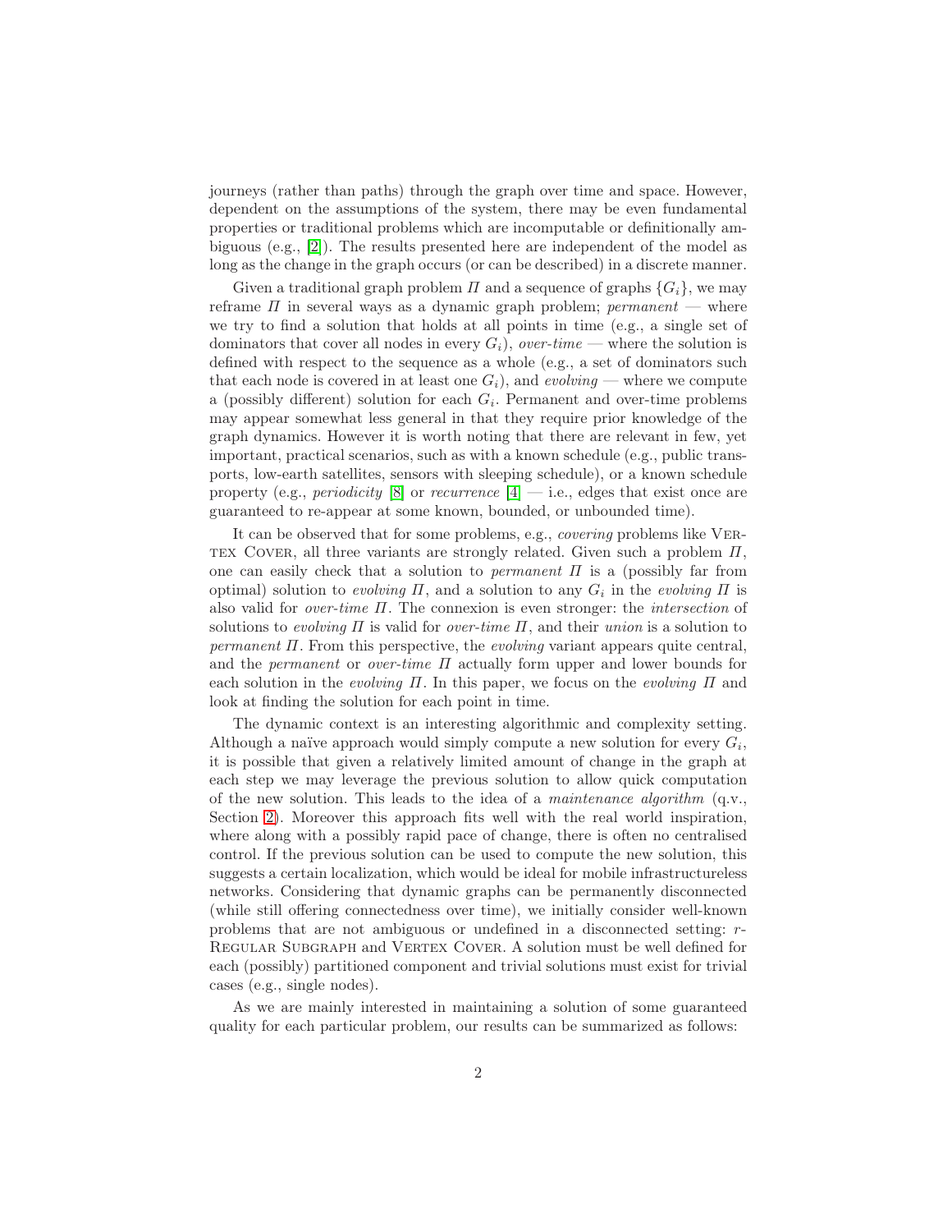journeys (rather than paths) through the graph over time and space. However, dependent on the assumptions of the system, there may be even fundamental properties or traditional problems which are incomputable or definitionally ambiguous (e.g., [2]). The results presented here are independent of the model as long as the change in the graph occurs (or can be described) in a discrete manner.

Given a traditional graph problem $\Pi$ and a sequence of graphs $\{G_i\}$, we may reframe $\Pi$ in several ways as a dynamic graph problem; *permanent* — where we try to find a solution that holds at all points in time (e.g., a single set of dominators that cover all nodes in every $G_i$), *over-time* — where the solution is defined with respect to the sequence as a whole (e.g., a set of dominators such that each node is covered in at least one $G_i$), and *evolving* — where we compute a (possibly different) solution for each $G_i$. Permanent and over-time problems may appear somewhat less general in that they require prior knowledge of the graph dynamics. However it is worth noting that there are relevant in few, yet important, practical scenarios, such as with a known schedule (e.g., public transports, low-earth satellites, sensors with sleeping schedule), or a known schedule property (e.g., *periodicity* [8] or *recurrence* [4] — i.e., edges that exist once are guaranteed to re-appear at some known, bounded, or unbounded time).

It can be observed that for some problems, e.g., *covering* problems like Vertex Cover, all three variants are strongly related. Given such a problem $\Pi$, one can easily check that a solution to *permanent* $\Pi$ is a (possibly far from optimal) solution to *evolving* $\Pi$, and a solution to any $G_i$ in the *evolving* $\Pi$ is also valid for *over-time* $\Pi$. The connexion is even stronger: the *intersection* of solutions to *evolving* $\Pi$ is valid for *over-time* $\Pi$, and their *union* is a solution to *permanent* $\Pi$. From this perspective, the *evolving* variant appears quite central, and the *permanent* or *over-time* $\Pi$ actually form upper and lower bounds for each solution in the *evolving* $\Pi$. In this paper, we focus on the *evolving* $\Pi$ and look at finding the solution for each point in time.

The dynamic context is an interesting algorithmic and complexity setting. Although a naïve approach would simply compute a new solution for every $G_i$, it is possible that given a relatively limited amount of change in the graph at each step we may leverage the previous solution to allow quick computation of the new solution. This leads to the idea of a *maintenance algorithm* (q.v., Section 2). Moreover this approach fits well with the real world inspiration, where along with a possibly rapid pace of change, there is often no centralised control. If the previous solution can be used to compute the new solution, this suggests a certain localization, which would be ideal for mobile infrastructureless networks. Considering that dynamic graphs can be permanently disconnected (while still offering connectedness over time), we initially consider well-known problems that are not ambiguous or undefined in a disconnected setting: $r$-Regular Subgraph and Vertex Cover. A solution must be well defined for each (possibly) partitioned component and trivial solutions must exist for trivial cases (e.g., single nodes).

As we are mainly interested in maintaining a solution of some guaranteed quality for each particular problem, our results can be summarized as follows: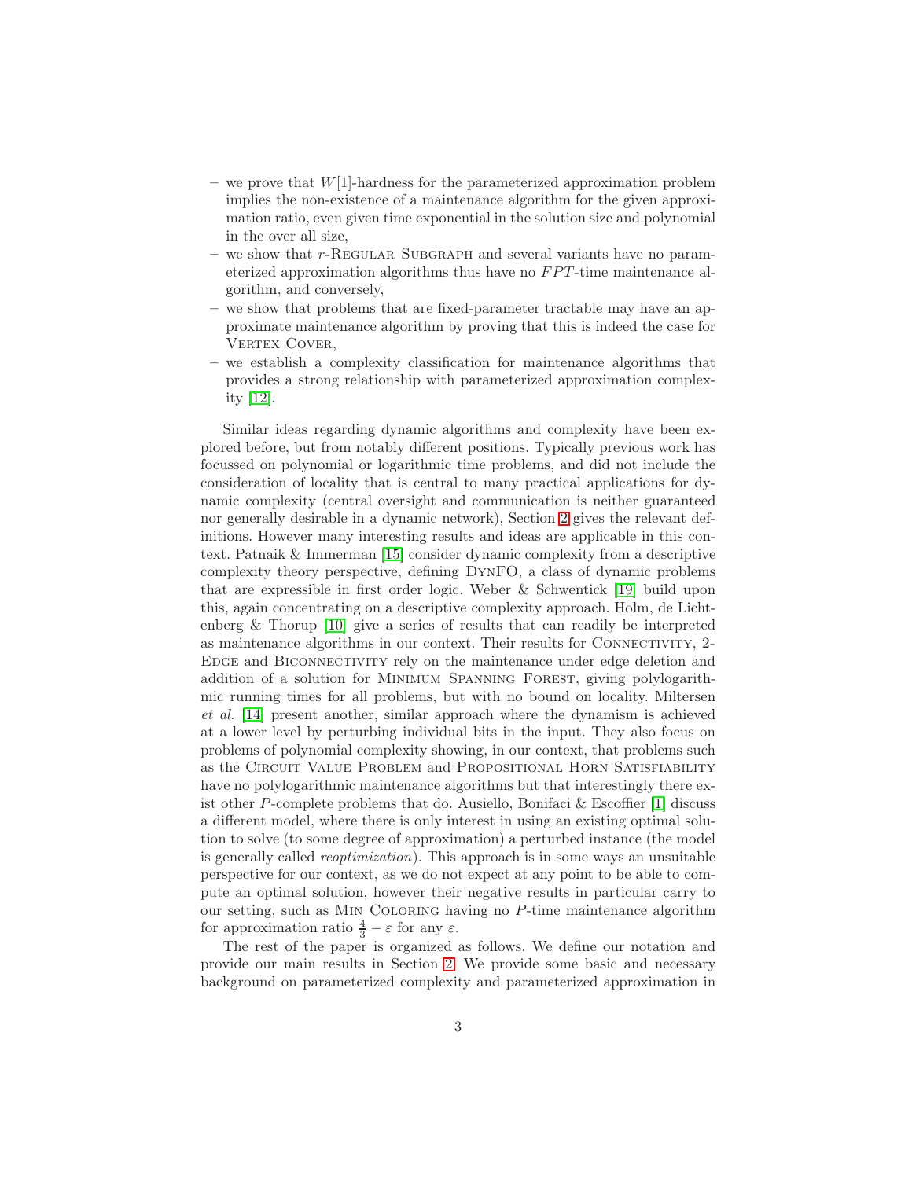- we prove that $W[1]$-hardness for the parameterized approximation problem implies the non-existence of a maintenance algorithm for the given approximation ratio, even given time exponential in the solution size and polynomial in the over all size,
- we show that $r$-Regular Subgraph and several variants have no parameterized approximation algorithms thus have no $FPT$-time maintenance algorithm, and conversely,
- we show that problems that are fixed-parameter tractable may have an approximate maintenance algorithm by proving that this is indeed the case for Vertex Cover,
- we establish a complexity classification for maintenance algorithms that provides a strong relationship with parameterized approximation complexity [12].

Similar ideas regarding dynamic algorithms and complexity have been explored before, but from notably different positions. Typically previous work has focussed on polynomial or logarithmic time problems, and did not include the consideration of locality that is central to many practical applications for dynamic complexity (central oversight and communication is neither guaranteed nor generally desirable in a dynamic network), Section 2 gives the relevant definitions. However many interesting results and ideas are applicable in this context. Patnaik & Immerman [15] consider dynamic complexity from a descriptive complexity theory perspective, defining DynFO, a class of dynamic problems that are expressible in first order logic. Weber & Schwentick [19] build upon this, again concentrating on a descriptive complexity approach. Holm, de Lichtenberg & Thorup [10] give a series of results that can readily be interpreted as maintenance algorithms in our context. Their results for Connectivity, 2-Edge and Biconnectivity rely on the maintenance under edge deletion and addition of a solution for Minimum Spanning Forest, giving polylogarithmic running times for all problems, but with no bound on locality. Miltersen *et al.* [14] present another, similar approach where the dynamism is achieved at a lower level by perturbing individual bits in the input. They also focus on problems of polynomial complexity showing, in our context, that problems such as the Circuit Value Problem and Propositional Horn Satisfiability have no polylogarithmic maintenance algorithms but that interestingly there exist other $P$-complete problems that do. Ausiello, Bonifaci & Escoffier [1] discuss a different model, where there is only interest in using an existing optimal solution to solve (to some degree of approximation) a perturbed instance (the model is generally called *reoptimization*). This approach is in some ways an unsuitable perspective for our context, as we do not expect at any point to be able to compute an optimal solution, however their negative results in particular carry to our setting, such as Min Coloring having no $P$-time maintenance algorithm for approximation ratio $\frac{4}{3} - \varepsilon$ for any $\varepsilon$.

The rest of the paper is organized as follows. We define our notation and provide our main results in Section 2. We provide some basic and necessary background on parameterized complexity and parameterized approximation in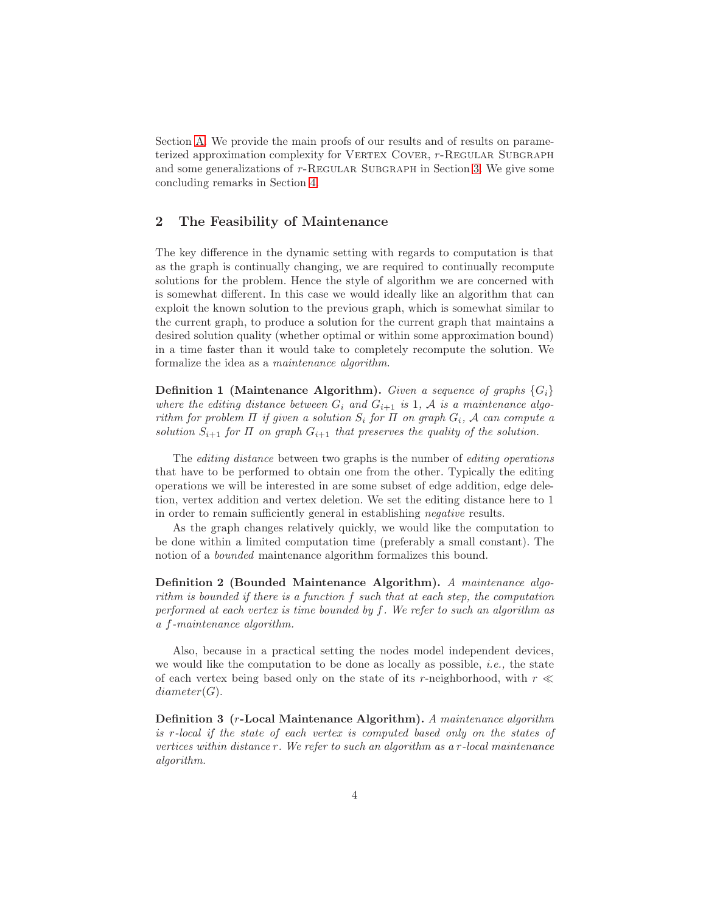Section A. We provide the main proofs of our results and of results on parameterized approximation complexity for Vertex Cover, $r$-Regular Subgraph and some generalizations of $r$-Regular Subgraph in Section 3. We give some concluding remarks in Section 4.

## 2 The Feasibility of Maintenance

The key difference in the dynamic setting with regards to computation is that as the graph is continually changing, we are required to continually recompute solutions for the problem. Hence the style of algorithm we are concerned with is somewhat different. In this case we would ideally like an algorithm that can exploit the known solution to the previous graph, which is somewhat similar to the current graph, to produce a solution for the current graph that maintains a desired solution quality (whether optimal or within some approximation bound) in a time faster than it would take to completely recompute the solution. We formalize the idea as a *maintenance algorithm*.

**Definition 1 (Maintenance Algorithm).** *Given a sequence of graphs $\{G_i\}$ where the editing distance between $G_i$ and $G_{i+1}$ is 1, $\mathcal{A}$ is a maintenance algorithm for problem $\Pi$ if given a solution $S_i$ for $\Pi$ on graph $G_i$, $\mathcal{A}$ can compute a solution $S_{i+1}$ for $\Pi$ on graph $G_{i+1}$ that preserves the quality of the solution.*

The *editing distance* between two graphs is the number of *editing operations* that have to be performed to obtain one from the other. Typically the editing operations we will be interested in are some subset of edge addition, edge deletion, vertex addition and vertex deletion. We set the editing distance here to 1 in order to remain sufficiently general in establishing *negative* results.

As the graph changes relatively quickly, we would like the computation to be done within a limited computation time (preferably a small constant). The notion of a *bounded* maintenance algorithm formalizes this bound.

**Definition 2 (Bounded Maintenance Algorithm).** *A maintenance algorithm is bounded if there is a function $f$ such that at each step, the computation performed at each vertex is time bounded by $f$. We refer to such an algorithm as a $f$-maintenance algorithm.*

Also, because in a practical setting the nodes model independent devices, we would like the computation to be done as locally as possible, *i.e.,* the state of each vertex being based only on the state of its $r$-neighborhood, with $r \ll diameter(G)$.

**Definition 3 ($r$-Local Maintenance Algorithm).** *A maintenance algorithm is $r$-local if the state of each vertex is computed based only on the states of vertices within distance $r$. We refer to such an algorithm as a $r$-local maintenance algorithm.*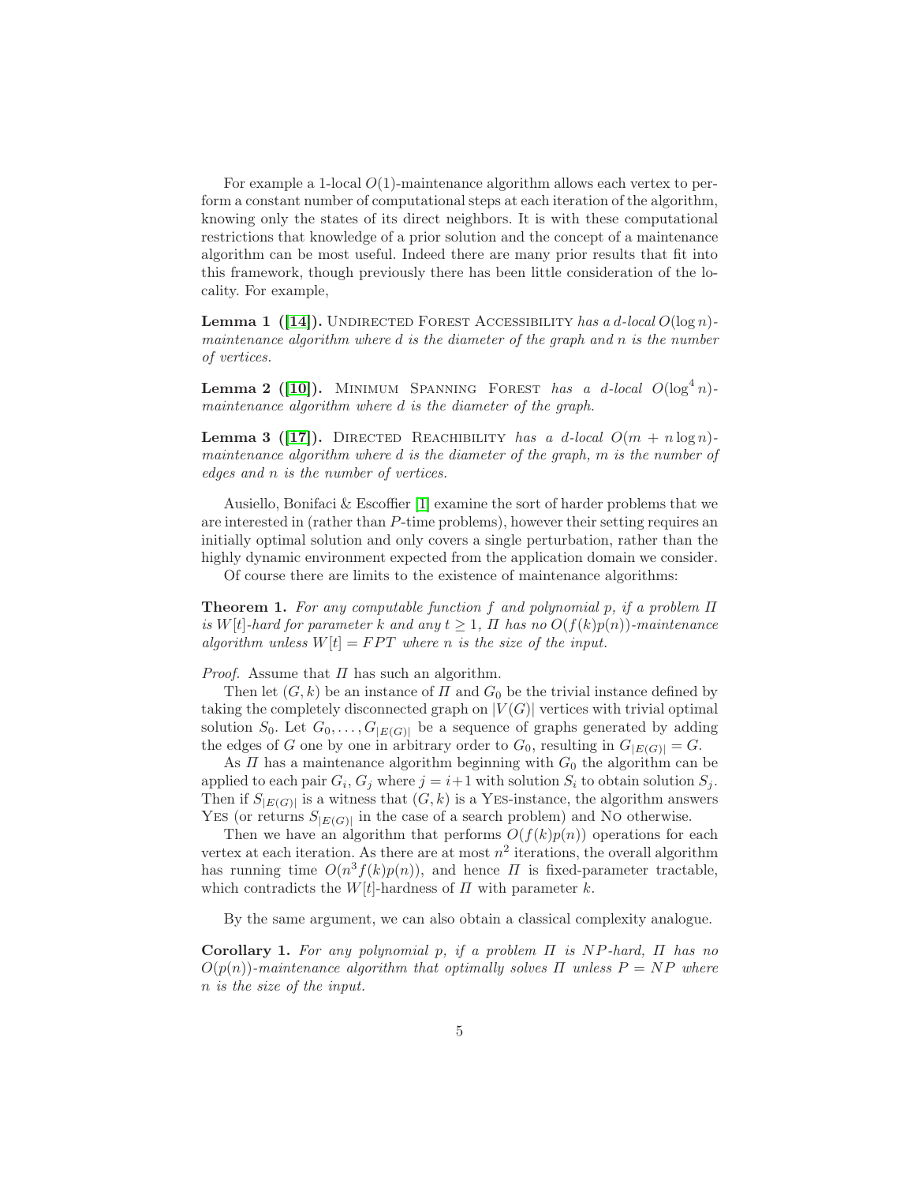For example a 1-local $O(1)$-maintenance algorithm allows each vertex to perform a constant number of computational steps at each iteration of the algorithm, knowing only the states of its direct neighbors. It is with these computational restrictions that knowledge of a prior solution and the concept of a maintenance algorithm can be most useful. Indeed there are many prior results that fit into this framework, though previously there has been little consideration of the locality. For example,

**Lemma 1 ([14]).** Undirected Forest Accessibility *has a $d$-local $O(\log n)$-maintenance algorithm where $d$ is the diameter of the graph and $n$ is the number of vertices.*

**Lemma 2 ([10]).** Minimum Spanning Forest *has a $d$-local $O(\log^4 n)$-maintenance algorithm where $d$ is the diameter of the graph.*

**Lemma 3 ([17]).** Directed Reachibility *has a $d$-local $O(m + n \log n)$-maintenance algorithm where $d$ is the diameter of the graph, $m$ is the number of edges and $n$ is the number of vertices.*

Ausiello, Bonifaci & Escoffier [1] examine the sort of harder problems that we are interested in (rather than $P$-time problems), however their setting requires an initially optimal solution and only covers a single perturbation, rather than the highly dynamic environment expected from the application domain we consider.

Of course there are limits to the existence of maintenance algorithms:

**Theorem 1.** *For any computable function $f$ and polynomial $p$, if a problem $\Pi$ is $W[t]$-hard for parameter $k$ and any $t \geq 1$, $\Pi$ has no $O(f(k)p(n))$-maintenance algorithm unless $W[t] = FPT$ where $n$ is the size of the input.*

*Proof.* Assume that $\Pi$ has such an algorithm.

Then let $(G, k)$ be an instance of $\Pi$ and $G_0$ be the trivial instance defined by taking the completely disconnected graph on $|V(G)|$ vertices with trivial optimal solution $S_0$. Let $G_0, \ldots, G_{|E(G)|}$ be a sequence of graphs generated by adding the edges of $G$ one by one in arbitrary order to $G_0$, resulting in $G_{|E(G)|} = G$.

As $\Pi$ has a maintenance algorithm beginning with $G_0$ the algorithm can be applied to each pair $G_i, G_j$ where $j = i+1$ with solution $S_i$ to obtain solution $S_j$. Then if $S_{|E(G)|}$ is a witness that $(G, k)$ is a Yes-instance, the algorithm answers Yes (or returns $S_{|E(G)|}$ in the case of a search problem) and No otherwise.

Then we have an algorithm that performs $O(f(k)p(n))$ operations for each vertex at each iteration. As there are at most $n^2$ iterations, the overall algorithm has running time $O(n^3 f(k)p(n))$, and hence $\Pi$ is fixed-parameter tractable, which contradicts the $W[t]$-hardness of $\Pi$ with parameter $k$.

By the same argument, we can also obtain a classical complexity analogue.

**Corollary 1.** *For any polynomial $p$, if a problem $\Pi$ is $NP$-hard, $\Pi$ has no $O(p(n))$-maintenance algorithm that optimally solves $\Pi$ unless $P = NP$ where $n$ is the size of the input.*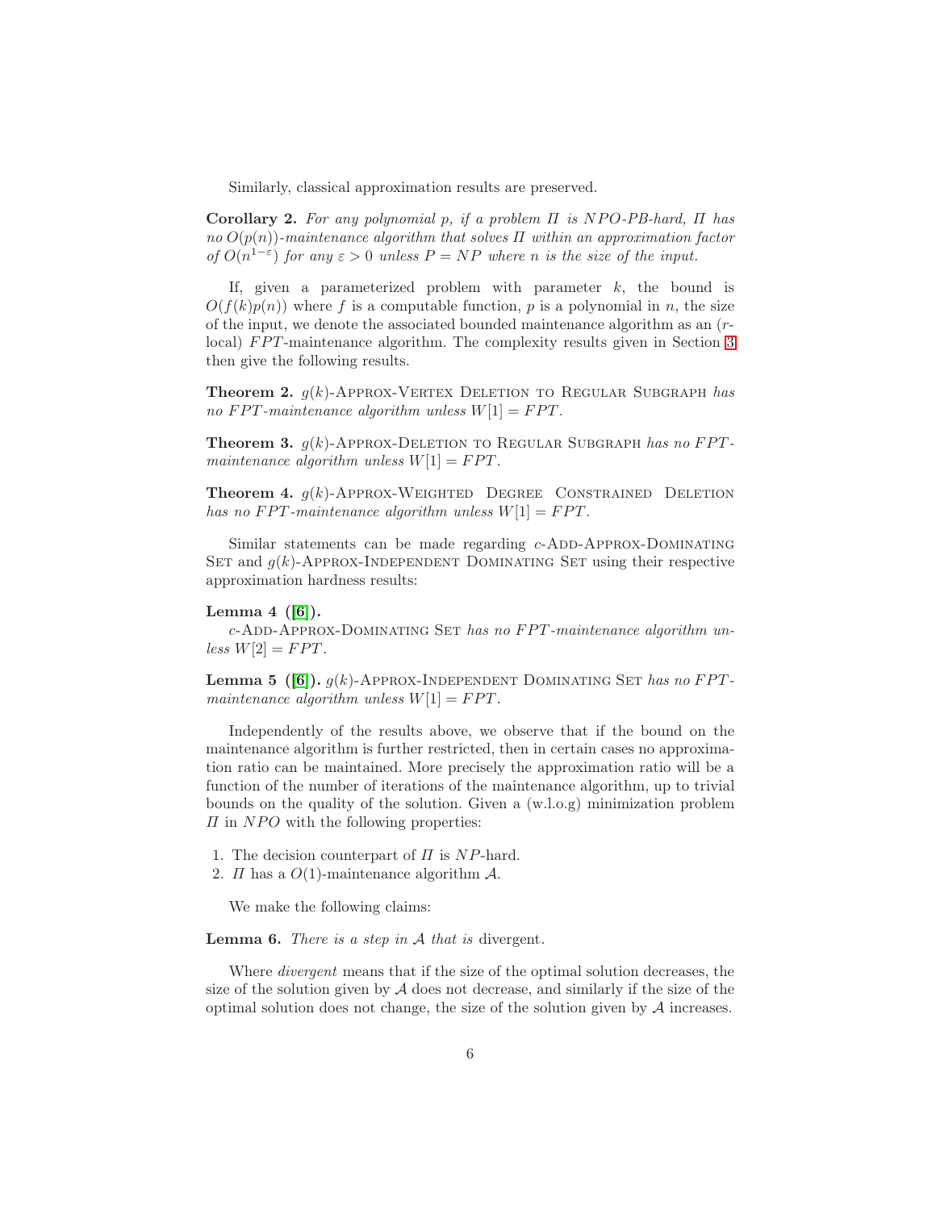Similarly, classical approximation results are preserved.

**Corollary 2.** *For any polynomial $p$, if a problem $\Pi$ is $NPO$-PB-hard, $\Pi$ has no $O(p(n))$-maintenance algorithm that solves $\Pi$ within an approximation factor of $O(n^{1-\varepsilon})$ for any $\varepsilon > 0$ unless $P = NP$ where $n$ is the size of the input.*

If, given a parameterized problem with parameter $k$, the bound is $O(f(k)p(n))$ where $f$ is a computable function, $p$ is a polynomial in $n$, the size of the input, we denote the associated bounded maintenance algorithm as an ($r$-local) $FPT$-maintenance algorithm. The complexity results given in Section 3 then give the following results.

**Theorem 2.** *$g(k)$-Approx-Vertex Deletion to Regular Subgraph has no $FPT$-maintenance algorithm unless $W[1] = FPT$.*

**Theorem 3.** *$g(k)$-Approx-Deletion to Regular Subgraph has no $FPT$-maintenance algorithm unless $W[1] = FPT$.*

**Theorem 4.** *$g(k)$-Approx-Weighted Degree Constrained Deletion has no $FPT$-maintenance algorithm unless $W[1] = FPT$.*

Similar statements can be made regarding $c$-Add-Approx-Dominating Set and $g(k)$-Approx-Independent Dominating Set using their respective approximation hardness results:

**Lemma 4 ([6]).**
*$c$-Add-Approx-Dominating Set has no $FPT$-maintenance algorithm unless $W[2] = FPT$.*

**Lemma 5 ([6]).** *$g(k)$-Approx-Independent Dominating Set has no $FPT$-maintenance algorithm unless $W[1] = FPT$.*

Independently of the results above, we observe that if the bound on the maintenance algorithm is further restricted, then in certain cases no approximation ratio can be maintained. More precisely the approximation ratio will be a function of the number of iterations of the maintenance algorithm, up to trivial bounds on the quality of the solution. Given a (w.l.o.g) minimization problem $\Pi$ in $NPO$ with the following properties:

1. The decision counterpart of $\Pi$ is $NP$-hard.
2. $\Pi$ has a $O(1)$-maintenance algorithm $\mathcal{A}$.

We make the following claims:

**Lemma 6.** *There is a step in $\mathcal{A}$ that is* divergent.

Where *divergent* means that if the size of the optimal solution decreases, the size of the solution given by $\mathcal{A}$ does not decrease, and similarly if the size of the optimal solution does not change, the size of the solution given by $\mathcal{A}$ increases.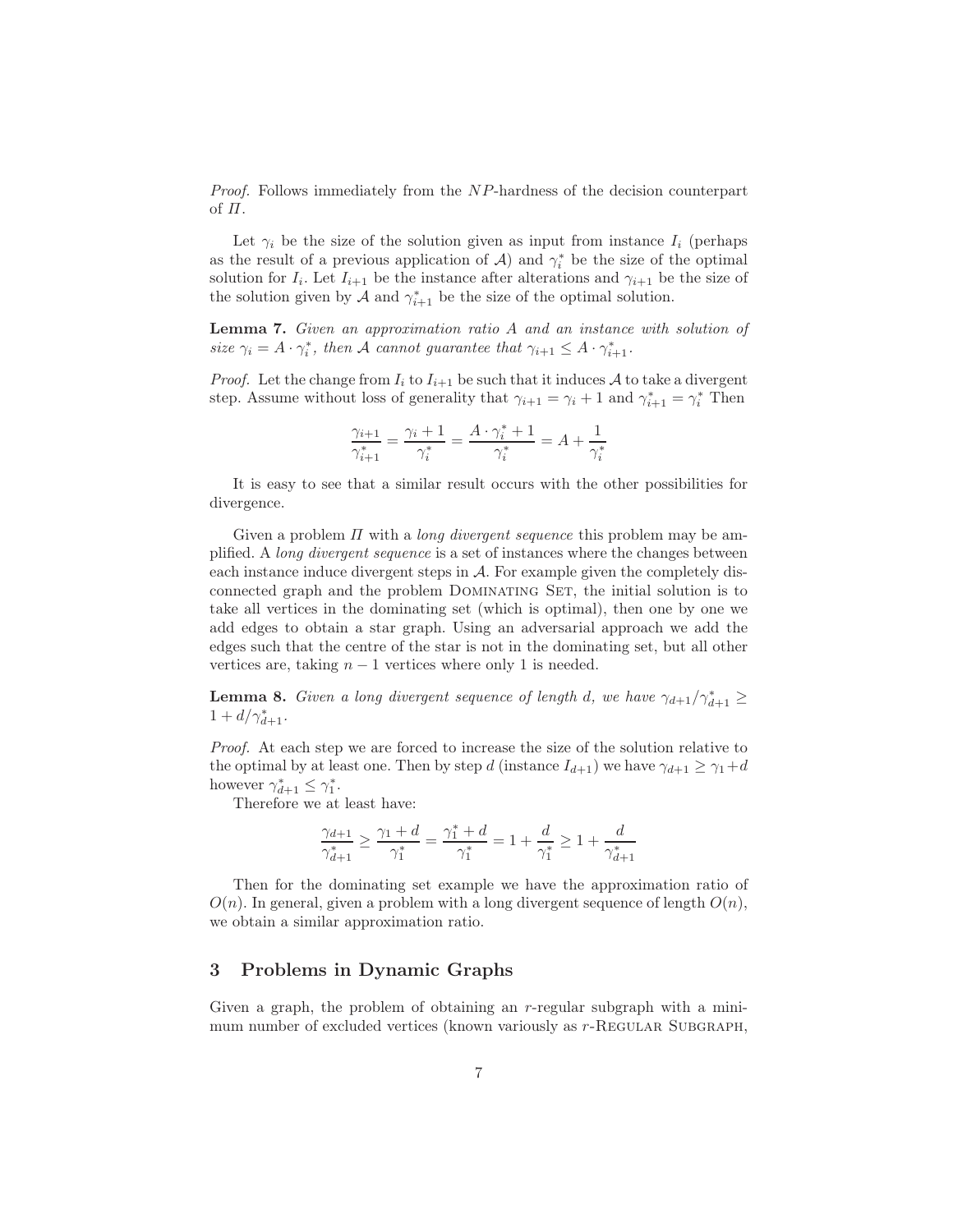*Proof.* Follows immediately from the $NP$-hardness of the decision counterpart of $\Pi$.

Let $\gamma_i$ be the size of the solution given as input from instance $I_i$ (perhaps as the result of a previous application of $\mathcal{A}$) and $\gamma_i^*$ be the size of the optimal solution for $I_i$. Let $I_{i+1}$ be the instance after alterations and $\gamma_{i+1}$ be the size of the solution given by $\mathcal{A}$ and $\gamma_{i+1}^*$ be the size of the optimal solution.

**Lemma 7.** *Given an approximation ratio $A$ and an instance with solution of size $\gamma_i = A \cdot \gamma_i^*$, then $\mathcal{A}$ cannot guarantee that $\gamma_{i+1} \leq A \cdot \gamma_{i+1}^*$.*

*Proof.* Let the change from $I_i$ to $I_{i+1}$ be such that it induces $\mathcal{A}$ to take a divergent step. Assume without loss of generality that $\gamma_{i+1} = \gamma_i + 1$ and $\gamma_{i+1}^* = \gamma_i^*$ Then

$$\frac{\gamma_{i+1}}{\gamma_{i+1}^*} = \frac{\gamma_i + 1}{\gamma_i^*} = \frac{A \cdot \gamma_i^* + 1}{\gamma_i^*} = A + \frac{1}{\gamma_i^*}$$

It is easy to see that a similar result occurs with the other possibilities for divergence.

Given a problem $\Pi$ with a *long divergent sequence* this problem may be amplified. A *long divergent sequence* is a set of instances where the changes between each instance induce divergent steps in $\mathcal{A}$. For example given the completely disconnected graph and the problem Dominating Set, the initial solution is to take all vertices in the dominating set (which is optimal), then one by one we add edges to obtain a star graph. Using an adversarial approach we add the edges such that the centre of the star is not in the dominating set, but all other vertices are, taking $n-1$ vertices where only 1 is needed.

**Lemma 8.** *Given a long divergent sequence of length $d$, we have $\gamma_{d+1}/\gamma_{d+1}^* \geq 1 + d/\gamma_{d+1}^*$.*

*Proof.* At each step we are forced to increase the size of the solution relative to the optimal by at least one. Then by step $d$ (instance $I_{d+1}$) we have $\gamma_{d+1} \geq \gamma_1 + d$ however $\gamma_{d+1}^* \leq \gamma_1^*$.

Therefore we at least have:

$$\frac{\gamma_{d+1}}{\gamma_{d+1}^*} \geq \frac{\gamma_1 + d}{\gamma_1^*} = \frac{\gamma_1^* + d}{\gamma_1^*} = 1 + \frac{d}{\gamma_1^*} \geq 1 + \frac{d}{\gamma_{d+1}^*}$$

Then for the dominating set example we have the approximation ratio of $O(n)$. In general, given a problem with a long divergent sequence of length $O(n)$, we obtain a similar approximation ratio.

## 3 Problems in Dynamic Graphs

Given a graph, the problem of obtaining an $r$-regular subgraph with a minimum number of excluded vertices (known variously as $r$-Regular Subgraph,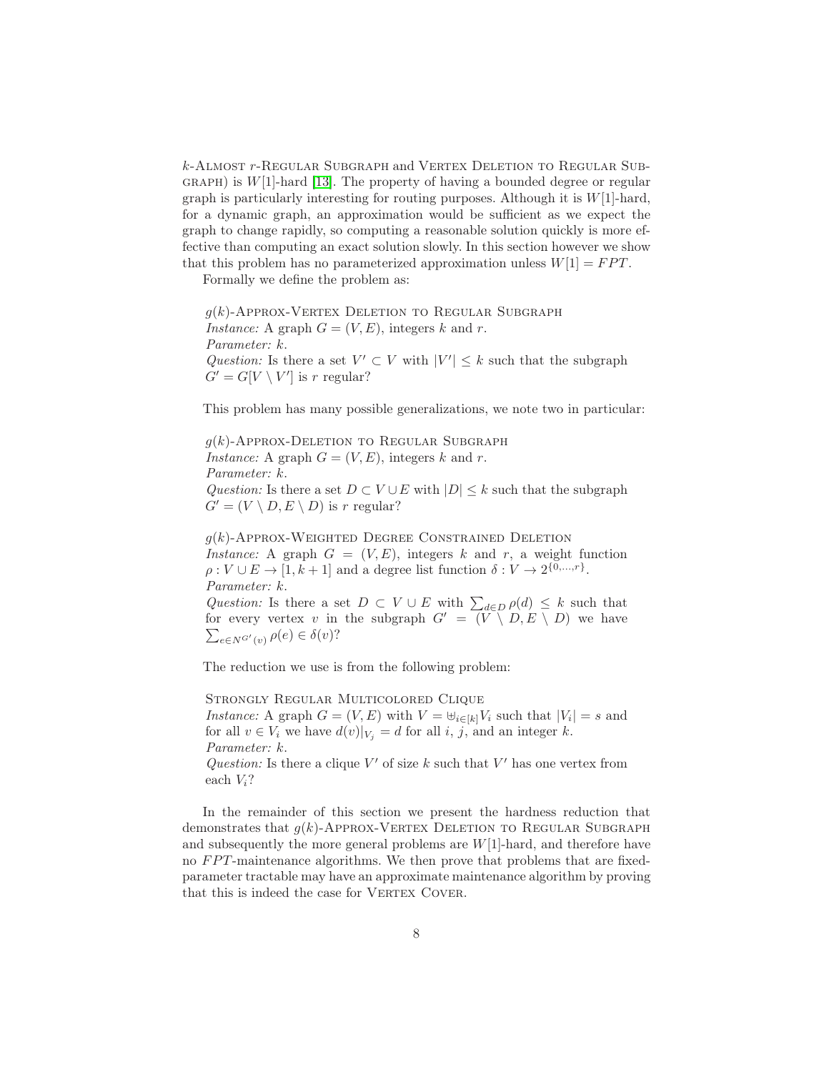$k$-Almost $r$-Regular Subgraph and Vertex Deletion to Regular Subgraph) is $W[1]$-hard [13]. The property of having a bounded degree or regular graph is particularly interesting for routing purposes. Although it is $W[1]$-hard, for a dynamic graph, an approximation would be sufficient as we expect the graph to change rapidly, so computing a reasonable solution quickly is more effective than computing an exact solution slowly. In this section however we show that this problem has no parameterized approximation unless $W[1] = FPT$.

Formally we define the problem as:

$g(k)$-Approx-Vertex Deletion to Regular Subgraph
*Instance:* A graph $G = (V, E)$, integers $k$ and $r$.
*Parameter:* $k$.
*Question:* Is there a set $V' \subset V$ with $|V'| \leq k$ such that the subgraph $G' = G[V \setminus V']$ is $r$ regular?

This problem has many possible generalizations, we note two in particular:

$g(k)$-Approx-Deletion to Regular Subgraph
*Instance:* A graph $G = (V, E)$, integers $k$ and $r$.
*Parameter:* $k$.
*Question:* Is there a set $D \subset V \cup E$ with $|D| \leq k$ such that the subgraph $G' = (V \setminus D, E \setminus D)$ is $r$ regular?

$g(k)$-Approx-Weighted Degree Constrained Deletion
*Instance:* A graph $G = (V, E)$, integers $k$ and $r$, a weight function $\rho : V \cup E \rightarrow [1, k+1]$ and a degree list function $\delta : V \rightarrow 2^{\{0,\ldots,r\}}$.
*Parameter:* $k$.
*Question:* Is there a set $D \subset V \cup E$ with $\sum_{d \in D} \rho(d) \leq k$ such that for every vertex $v$ in the subgraph $G' = (V \setminus D, E \setminus D)$ we have $\sum_{e \in N^{G'}(v)} \rho(e) \in \delta(v)$?

The reduction we use is from the following problem:

Strongly Regular Multicolored Clique
*Instance:* A graph $G = (V, E)$ with $V = \uplus_{i \in [k]} V_i$ such that $|V_i| = s$ and for all $v \in V_i$ we have $d(v)|_{V_j} = d$ for all $i$, $j$, and an integer $k$.
*Parameter:* $k$.
*Question:* Is there a clique $V'$ of size $k$ such that $V'$ has one vertex from each $V_i$?

In the remainder of this section we present the hardness reduction that demonstrates that $g(k)$-Approx-Vertex Deletion to Regular Subgraph and subsequently the more general problems are $W[1]$-hard, and therefore have no $FPT$-maintenance algorithms. We then prove that problems that are fixed-parameter tractable may have an approximate maintenance algorithm by proving that this is indeed the case for Vertex Cover.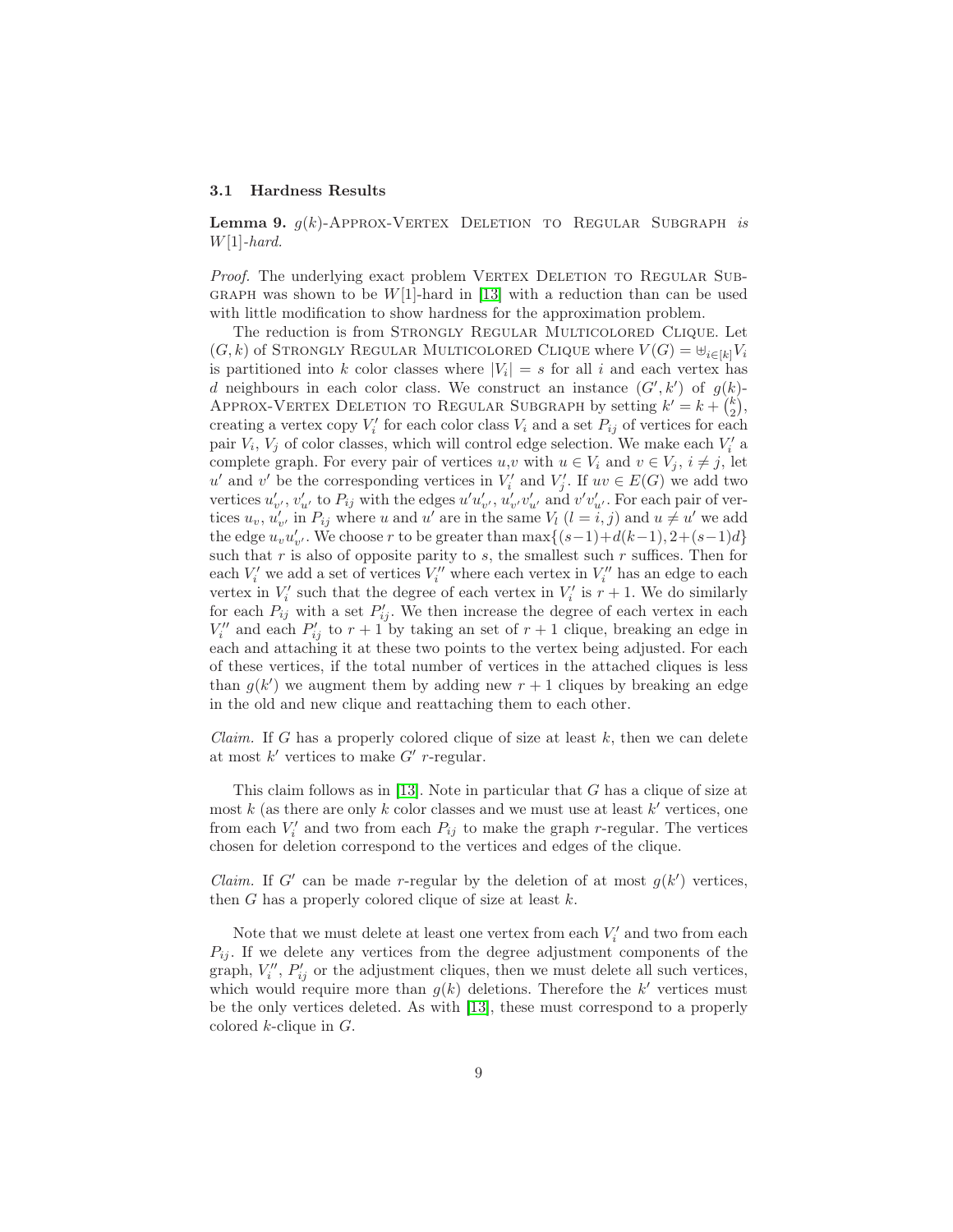### 3.1 Hardness Results

**Lemma 9.** *$g(k)$-*Approx-Vertex Deletion to Regular Subgraph *is $W[1]$-hard.*

*Proof.* The underlying exact problem Vertex Deletion to Regular Subgraph was shown to be $W[1]$-hard in [13] with a reduction than can be used with little modification to show hardness for the approximation problem.

The reduction is from Strongly Regular Multicolored Clique. Let $(G, k)$ of Strongly Regular Multicolored Clique where $V(G) = \uplus_{i \in [k]} V_i$ is partitioned into $k$ color classes where $|V_i| = s$ for all $i$ and each vertex has $d$ neighbours in each color class. We construct an instance $(G', k')$ of $g(k)$-Approx-Vertex Deletion to Regular Subgraph by setting $k' = k + \binom{k}{2}$, creating a vertex copy $V'_i$ for each color class $V_i$ and a set $P_{ij}$ of vertices for each pair $V_i$, $V_j$ of color classes, which will control edge selection. We make each $V'_i$ a complete graph. For every pair of vertices $u$,$v$ with $u \in V_i$ and $v \in V_j$, $i \neq j$, let $u'$ and $v'$ be the corresponding vertices in $V'_i$ and $V'_j$. If $uv \in E(G)$ we add two vertices $u'_{v'}$, $v'_{u'}$ to $P_{ij}$ with the edges $u'u'_{v'}$, $u'_{v'}v'_{u'}$ and $v'v'_{u'}$. For each pair of vertices $u_v$, $u'_{v'}$ in $P_{ij}$ where $u$ and $u'$ are in the same $V_l$ $(l = i, j)$ and $u \neq u'$ we add the edge $u_v u'_{v'}$. We choose $r$ to be greater than $\max\{(s-1)+d(k-1), 2+(s-1)d\}$ such that $r$ is also of opposite parity to $s$, the smallest such $r$ suffices. Then for each $V'_i$ we add a set of vertices $V''_i$ where each vertex in $V''_i$ has an edge to each vertex in $V'_i$ such that the degree of each vertex in $V'_i$ is $r+1$. We do similarly for each $P_{ij}$ with a set $P'_{ij}$. We then increase the degree of each vertex in each $V''_i$ and each $P'_{ij}$ to $r+1$ by taking an set of $r+1$ clique, breaking an edge in each and attaching it at these two points to the vertex being adjusted. For each of these vertices, if the total number of vertices in the attached cliques is less than $g(k')$ we augment them by adding new $r+1$ cliques by breaking an edge in the old and new clique and reattaching them to each other.

*Claim.* If $G$ has a properly colored clique of size at least $k$, then we can delete at most $k'$ vertices to make $G'$ $r$-regular.

This claim follows as in [13]. Note in particular that $G$ has a clique of size at most $k$ (as there are only $k$ color classes and we must use at least $k'$ vertices, one from each $V'_i$ and two from each $P_{ij}$ to make the graph $r$-regular. The vertices chosen for deletion correspond to the vertices and edges of the clique.

*Claim.* If $G'$ can be made $r$-regular by the deletion of at most $g(k')$ vertices, then $G$ has a properly colored clique of size at least $k$.

Note that we must delete at least one vertex from each $V'_i$ and two from each $P_{ij}$. If we delete any vertices from the degree adjustment components of the graph, $V''_i$, $P'_{ij}$ or the adjustment cliques, then we must delete all such vertices, which would require more than $g(k)$ deletions. Therefore the $k'$ vertices must be the only vertices deleted. As with [13], these must correspond to a properly colored $k$-clique in $G$.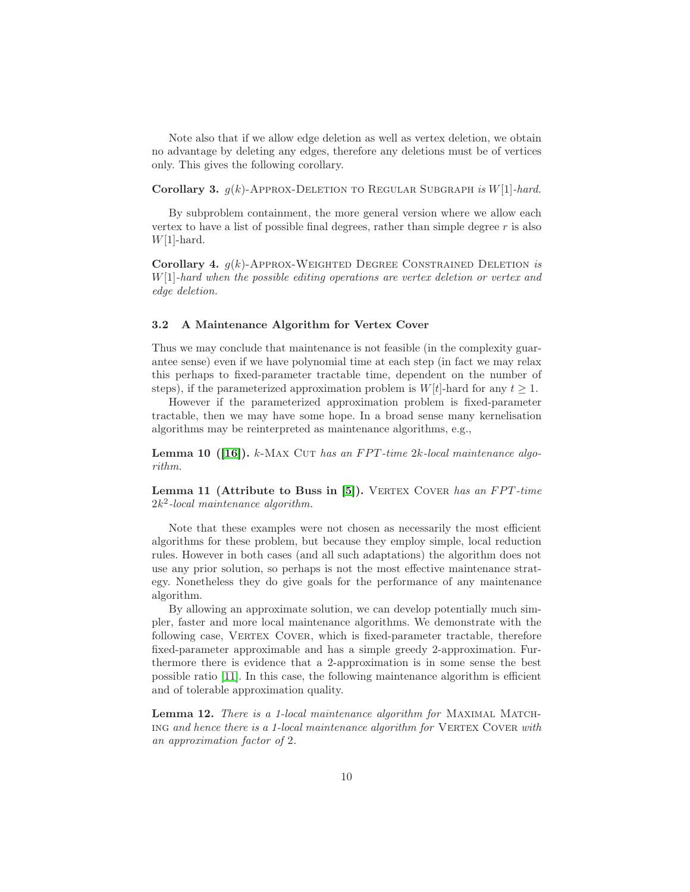Note also that if we allow edge deletion as well as vertex deletion, we obtain no advantage by deleting any edges, therefore any deletions must be of vertices only. This gives the following corollary.

**Corollary 3.** *$g(k)$-Approx-Deletion to Regular Subgraph is $W[1]$-hard.*

By subproblem containment, the more general version where we allow each vertex to have a list of possible final degrees, rather than simple degree $r$ is also $W[1]$-hard.

**Corollary 4.** *$g(k)$-Approx-Weighted Degree Constrained Deletion is $W[1]$-hard when the possible editing operations are vertex deletion or vertex and edge deletion.*

### 3.2 A Maintenance Algorithm for Vertex Cover

Thus we may conclude that maintenance is not feasible (in the complexity guarantee sense) even if we have polynomial time at each step (in fact we may relax this perhaps to fixed-parameter tractable time, dependent on the number of steps), if the parameterized approximation problem is $W[t]$-hard for any $t \geq 1$.

However if the parameterized approximation problem is fixed-parameter tractable, then we may have some hope. In a broad sense many kernelisation algorithms may be reinterpreted as maintenance algorithms, e.g.,

**Lemma 10 ([16]).** *$k$-Max Cut has an $FPT$-time $2k$-local maintenance algorithm.*

**Lemma 11 (Attribute to Buss in [5]).** *Vertex Cover has an $FPT$-time $2k^2$-local maintenance algorithm.*

Note that these examples were not chosen as necessarily the most efficient algorithms for these problem, but because they employ simple, local reduction rules. However in both cases (and all such adaptations) the algorithm does not use any prior solution, so perhaps is not the most effective maintenance strategy. Nonetheless they do give goals for the performance of any maintenance algorithm.

By allowing an approximate solution, we can develop potentially much simpler, faster and more local maintenance algorithms. We demonstrate with the following case, Vertex Cover, which is fixed-parameter tractable, therefore fixed-parameter approximable and has a simple greedy 2-approximation. Furthermore there is evidence that a 2-approximation is in some sense the best possible ratio [11]. In this case, the following maintenance algorithm is efficient and of tolerable approximation quality.

**Lemma 12.** *There is a 1-local maintenance algorithm for Maximal Matching and hence there is a 1-local maintenance algorithm for Vertex Cover with an approximation factor of 2.*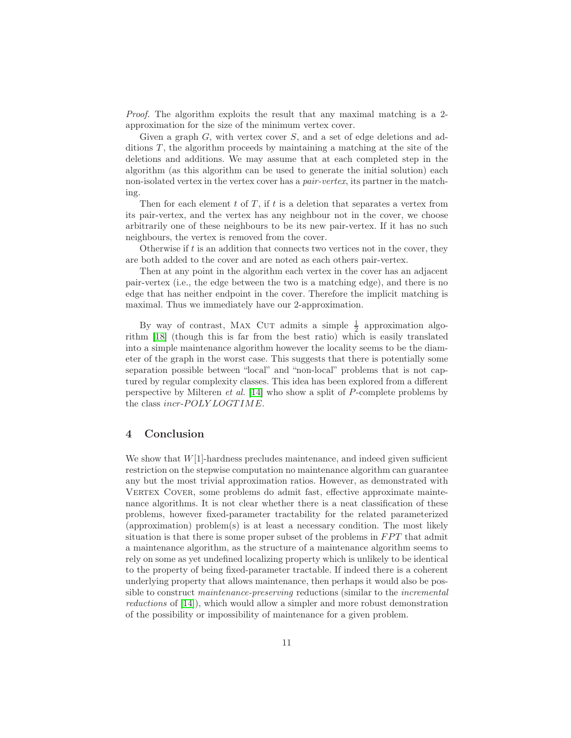*Proof.* The algorithm exploits the result that any maximal matching is a 2-approximation for the size of the minimum vertex cover.

Given a graph $G$, with vertex cover $S$, and a set of edge deletions and additions $T$, the algorithm proceeds by maintaining a matching at the site of the deletions and additions. We may assume that at each completed step in the algorithm (as this algorithm can be used to generate the initial solution) each non-isolated vertex in the vertex cover has a *pair-vertex*, its partner in the matching.

Then for each element $t$ of $T$, if $t$ is a deletion that separates a vertex from its pair-vertex, and the vertex has any neighbour not in the cover, we choose arbitrarily one of these neighbours to be its new pair-vertex. If it has no such neighbours, the vertex is removed from the cover.

Otherwise if $t$ is an addition that connects two vertices not in the cover, they are both added to the cover and are noted as each others pair-vertex.

Then at any point in the algorithm each vertex in the cover has an adjacent pair-vertex (i.e., the edge between the two is a matching edge), and there is no edge that has neither endpoint in the cover. Therefore the implicit matching is maximal. Thus we immediately have our 2-approximation.

By way of contrast, Max Cut admits a simple $\frac{1}{2}$ approximation algorithm [18] (though this is far from the best ratio) which is easily translated into a simple maintenance algorithm however the locality seems to be the diameter of the graph in the worst case. This suggests that there is potentially some separation possible between "local" and "non-local" problems that is not captured by regular complexity classes. This idea has been explored from a different perspective by Milteren *et al.* [14] who show a split of $P$-complete problems by the class *incr-POLYLOGTIME*.

## 4 Conclusion

We show that $W[1]$-hardness precludes maintenance, and indeed given sufficient restriction on the stepwise computation no maintenance algorithm can guarantee any but the most trivial approximation ratios. However, as demonstrated with Vertex Cover, some problems do admit fast, effective approximate maintenance algorithms. It is not clear whether there is a neat classification of these problems, however fixed-parameter tractability for the related parameterized (approximation) problem(s) is at least a necessary condition. The most likely situation is that there is some proper subset of the problems in $FPT$ that admit a maintenance algorithm, as the structure of a maintenance algorithm seems to rely on some as yet undefined localizing property which is unlikely to be identical to the property of being fixed-parameter tractable. If indeed there is a coherent underlying property that allows maintenance, then perhaps it would also be possible to construct *maintenance-preserving* reductions (similar to the *incremental reductions* of [14]), which would allow a simpler and more robust demonstration of the possibility or impossibility of maintenance for a given problem.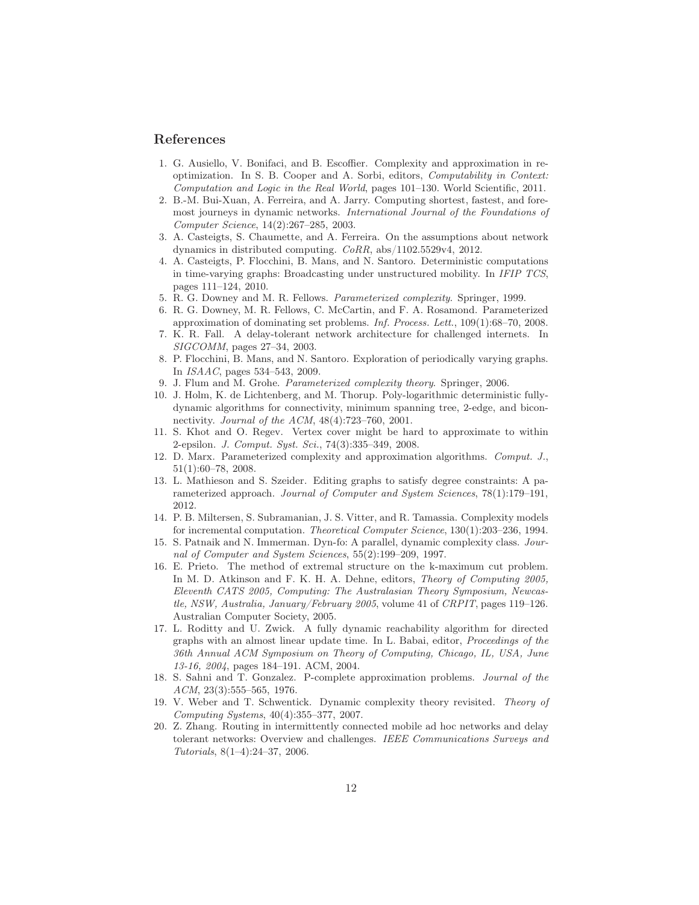## References

1. G. Ausiello, V. Bonifaci, and B. Escoffier. Complexity and approximation in reoptimization. In S. B. Cooper and A. Sorbi, editors, *Computability in Context: Computation and Logic in the Real World*, pages 101–130. World Scientific, 2011.
2. B.-M. Bui-Xuan, A. Ferreira, and A. Jarry. Computing shortest, fastest, and foremost journeys in dynamic networks. *International Journal of the Foundations of Computer Science*, 14(2):267–285, 2003.
3. A. Casteigts, S. Chaumette, and A. Ferreira. On the assumptions about network dynamics in distributed computing. *CoRR*, abs/1102.5529v4, 2012.
4. A. Casteigts, P. Flocchini, B. Mans, and N. Santoro. Deterministic computations in time-varying graphs: Broadcasting under unstructured mobility. In *IFIP TCS*, pages 111–124, 2010.
5. R. G. Downey and M. R. Fellows. *Parameterized complexity*. Springer, 1999.
6. R. G. Downey, M. R. Fellows, C. McCartin, and F. A. Rosamond. Parameterized approximation of dominating set problems. *Inf. Process. Lett.*, 109(1):68–70, 2008.
7. K. R. Fall. A delay-tolerant network architecture for challenged internets. In *SIGCOMM*, pages 27–34, 2003.
8. P. Flocchini, B. Mans, and N. Santoro. Exploration of periodically varying graphs. In *ISAAC*, pages 534–543, 2009.
9. J. Flum and M. Grohe. *Parameterized complexity theory*. Springer, 2006.
10. J. Holm, K. de Lichtenberg, and M. Thorup. Poly-logarithmic deterministic fully-dynamic algorithms for connectivity, minimum spanning tree, 2-edge, and biconnectivity. *Journal of the ACM*, 48(4):723–760, 2001.
11. S. Khot and O. Regev. Vertex cover might be hard to approximate to within 2-epsilon. *J. Comput. Syst. Sci.*, 74(3):335–349, 2008.
12. D. Marx. Parameterized complexity and approximation algorithms. *Comput. J.*, 51(1):60–78, 2008.
13. L. Mathieson and S. Szeider. Editing graphs to satisfy degree constraints: A parameterized approach. *Journal of Computer and System Sciences*, 78(1):179–191, 2012.
14. P. B. Miltersen, S. Subramanian, J. S. Vitter, and R. Tamassia. Complexity models for incremental computation. *Theoretical Computer Science*, 130(1):203–236, 1994.
15. S. Patnaik and N. Immerman. Dyn-fo: A parallel, dynamic complexity class. *Journal of Computer and System Sciences*, 55(2):199–209, 1997.
16. E. Prieto. The method of extremal structure on the k-maximum cut problem. In M. D. Atkinson and F. K. H. A. Dehne, editors, *Theory of Computing 2005, Eleventh CATS 2005, Computing: The Australasian Theory Symposium, Newcastle, NSW, Australia, January/February 2005*, volume 41 of *CRPIT*, pages 119–126. Australian Computer Society, 2005.
17. L. Roditty and U. Zwick. A fully dynamic reachability algorithm for directed graphs with an almost linear update time. In L. Babai, editor, *Proceedings of the 36th Annual ACM Symposium on Theory of Computing, Chicago, IL, USA, June 13-16, 2004*, pages 184–191. ACM, 2004.
18. S. Sahni and T. Gonzalez. P-complete approximation problems. *Journal of the ACM*, 23(3):555–565, 1976.
19. V. Weber and T. Schwentick. Dynamic complexity theory revisited. *Theory of Computing Systems*, 40(4):355–377, 2007.
20. Z. Zhang. Routing in intermittently connected mobile ad hoc networks and delay tolerant networks: Overview and challenges. *IEEE Communications Surveys and Tutorials*, 8(1–4):24–37, 2006.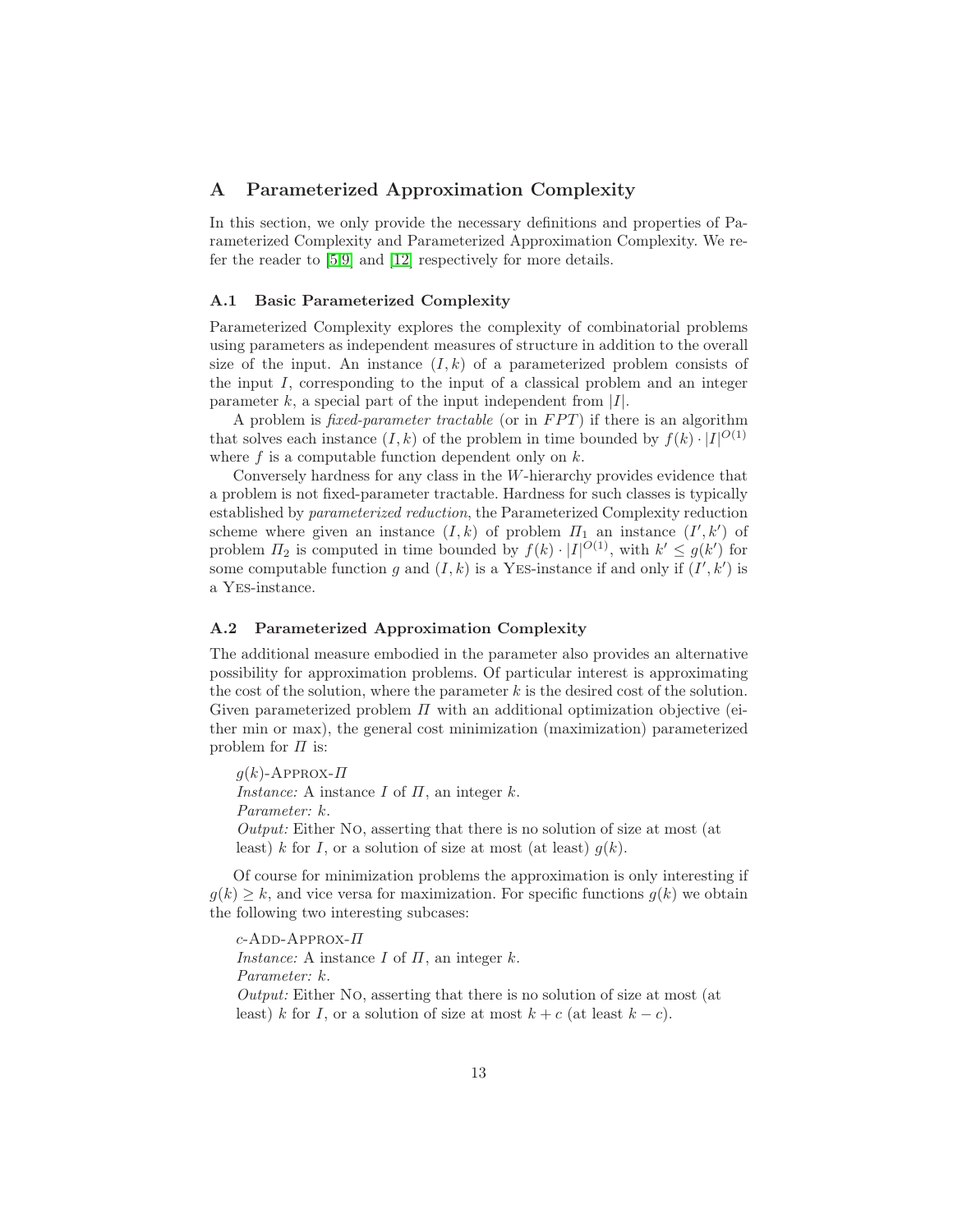# A Parameterized Approximation Complexity

In this section, we only provide the necessary definitions and properties of Parameterized Complexity and Parameterized Approximation Complexity. We refer the reader to [5,9] and [12] respectively for more details.

## A.1 Basic Parameterized Complexity

Parameterized Complexity explores the complexity of combinatorial problems using parameters as independent measures of structure in addition to the overall size of the input. An instance $(I, k)$ of a parameterized problem consists of the input $I$, corresponding to the input of a classical problem and an integer parameter $k$, a special part of the input independent from $|I|$.

A problem is *fixed-parameter tractable* (or in $FPT$) if there is an algorithm that solves each instance $(I, k)$ of the problem in time bounded by $f(k) \cdot |I|^{O(1)}$ where $f$ is a computable function dependent only on $k$.

Conversely hardness for any class in the $W$-hierarchy provides evidence that a problem is not fixed-parameter tractable. Hardness for such classes is typically established by *parameterized reduction*, the Parameterized Complexity reduction scheme where given an instance $(I, k)$ of problem $\Pi_1$ an instance $(I', k')$ of problem $\Pi_2$ is computed in time bounded by $f(k) \cdot |I|^{O(1)}$, with $k' \leq g(k')$ for some computable function $g$ and $(I, k)$ is a Yes-instance if and only if $(I', k')$ is a Yes-instance.

## A.2 Parameterized Approximation Complexity

The additional measure embodied in the parameter also provides an alternative possibility for approximation problems. Of particular interest is approximating the cost of the solution, where the parameter $k$ is the desired cost of the solution. Given parameterized problem $\Pi$ with an additional optimization objective (either min or max), the general cost minimization (maximization) parameterized problem for $\Pi$ is:

$g(k)$-Approx-$\Pi$
*Instance:* A instance $I$ of $\Pi$, an integer $k$.
*Parameter:* $k$.
*Output:* Either No, asserting that there is no solution of size at most (at least) $k$ for $I$, or a solution of size at most (at least) $g(k)$.

Of course for minimization problems the approximation is only interesting if $g(k) \geq k$, and vice versa for maximization. For specific functions $g(k)$ we obtain the following two interesting subcases:

$c$-Add-Approx-$\Pi$
*Instance:* A instance $I$ of $\Pi$, an integer $k$.
*Parameter:* $k$.
*Output:* Either No, asserting that there is no solution of size at most (at least) $k$ for $I$, or a solution of size at most $k + c$ (at least $k - c$).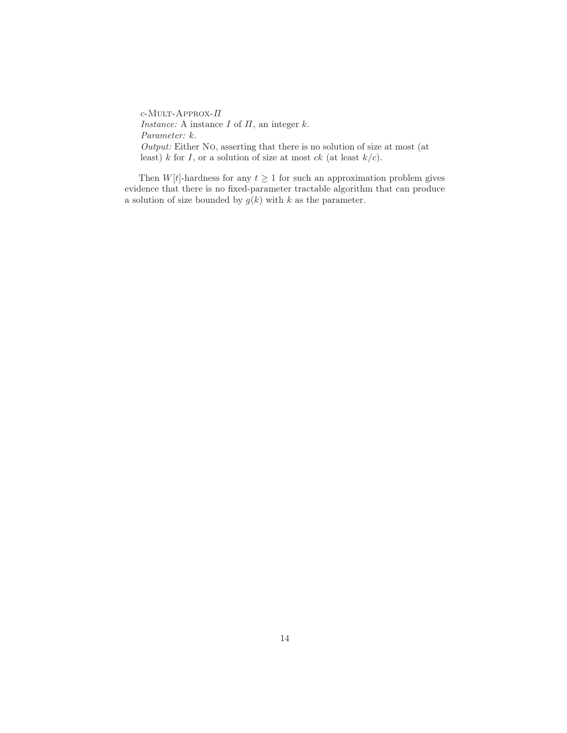$c$-Mult-Approx-$\Pi$
*Instance:* A instance $I$ of $\Pi$, an integer $k$.
*Parameter:* $k$.
*Output:* Either No, asserting that there is no solution of size at most (at least) $k$ for $I$, or a solution of size at most $ck$ (at least $k/c$).

Then $W[t]$-hardness for any $t \geq 1$ for such an approximation problem gives evidence that there is no fixed-parameter tractable algorithm that can produce a solution of size bounded by $g(k)$ with $k$ as the parameter.